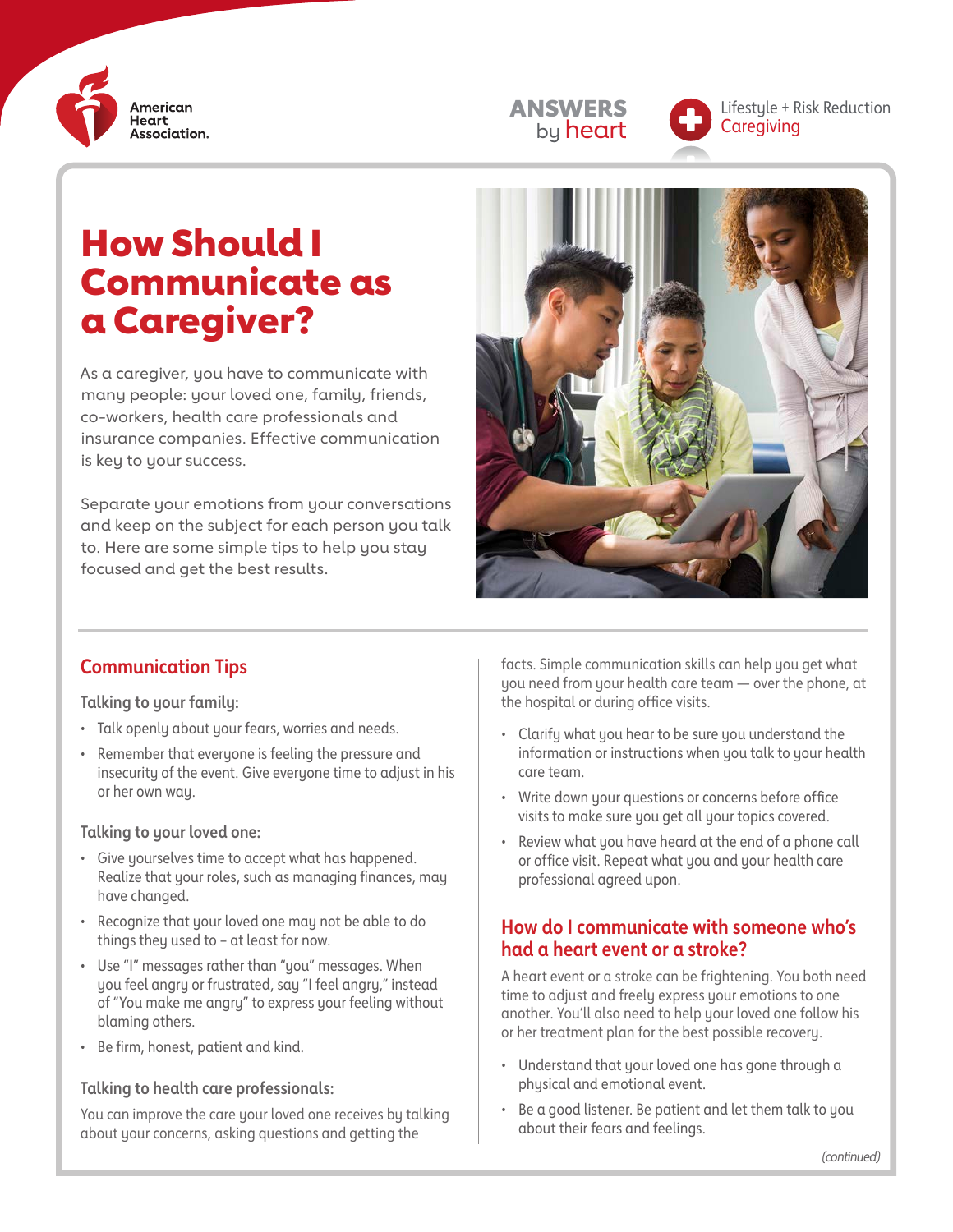# How Should I Communicate as a Caregiver?

As a caregiver, you have to communicate with many people: your loved one, family, friends, co-workers, health care professionals and insurance companies. Effective communication is key to your success.

Separate your emotions from your conversations and keep on the subject for each person you talk to. Here are some simple tips to help you stay focused and get the best results.

## Communication Tips

### Talking to your family:

- Talk openly about your fears, worries and needs.
- Remember that everyone is feeling the pressure and insecurity of the event. Give everyone time to adjust in his or her own way.

### Talking to your loved one:

- Give yourselves time to accept what has happened. Realize that your roles, such as managing finances, may have changed.
- Recognize that your loved one may not be able to do things they used to – at least for now.
- Use "I" messages rather than "you" messages. When you feel angry or frustrated, say "I feel angry," instead of "You make me angry" to express your feeling without blaming others.
- Be firm, honest, patient and kind.

### Talking to health care professionals:

You can improve the care your loved one receives by talking about your concerns, asking questions and getting the facts. Simple communication skills can help you get what you need from your health care team — over the phone, at the hospital or during office visits.

- Clarify what you hear to be sure you understand the information or instructions when you talk to your health care team.
- Write down your questions or concerns before office visits to make sure you get all your topics covered.
- Review what you have heard at the end of a phone call or office visit. Repeat what you and your health care professional agreed upon.

## How do I communicate with someone who's had a heart event or a stroke?

A heart event or a stroke can be frightening. You both need time to adjust and freely express your emotions to one another. You'll also need to help your loved one follow his or her treatment plan for the best possible recovery.

- Understand that your loved one has gone through a physical and emotional event.
- Be a good listener. Be patient and let them talk to you about their fears and feelings.

*(continued)*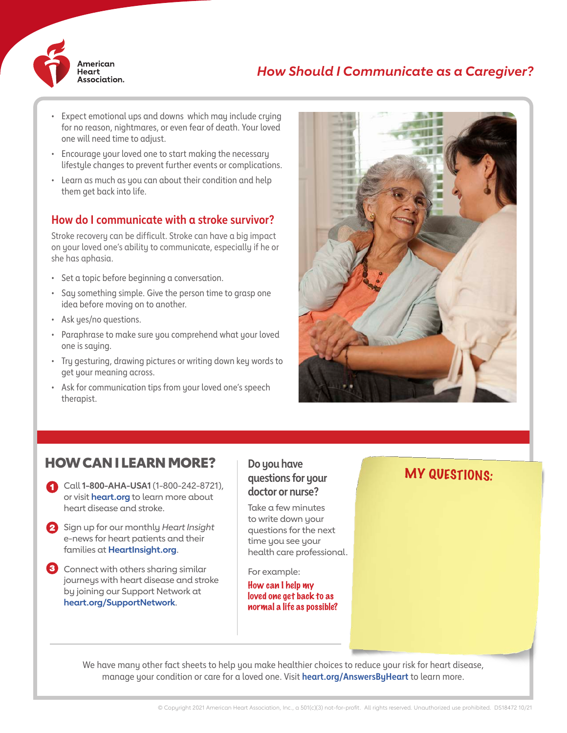# How Should I Communicate as a Caregiver?

- Expect emotional ups and downs which may include crying for no reason, nightmares, or even fear of death. Your loved one will need time to adjust.
- Encourage your loved one to start making the necessary lifestyle changes to prevent further events or complications.
- Learn as much as you can about their condition and help them get back into life.

## How do I communicate with a stroke survivor?

Stroke recovery can be difficult. Stroke can have a big impact on your loved one's ability to communicate, especially if he or she has aphasia.

- Set a topic before beginning a conversation.
- Say something simple. Give the person time to grasp one idea before moving on to another.
- Ask yes/no questions.
- Paraphrase to make sure you comprehend what your loved one is saying.
- Try gesturing, drawing pictures or writing down key words to get your meaning across.
- Ask for communication tips from your loved one's speech therapist.

## HOW CAN I LEARN MORE?

1. Call **1-800-AHA-USA1** (1-800-242-8721), or visit **heart.org** to learn more about heart disease and stroke.
2. Sign up for our monthly *Heart Insight* e-news for heart patients and their families at **HeartInsight.org**.
3. Connect with others sharing similar journeys with heart disease and stroke by joining our Support Network at **heart.org/SupportNetwork**.

### Do you have questions for your doctor or nurse?

Take a few minutes to write down your questions for the next time you see your health care professional.

For example:

How can I help my loved one get back to as normal a life as possible?

### MY QUESTIONS:

We have many other fact sheets to help you make healthier choices to reduce your risk for heart disease, manage your condition or care for a loved one. Visit **heart.org/AnswersByHeart** to learn more.

© Copyright 2021 American Heart Association, Inc., a 501(c)(3) not-for-profit. All rights reserved. Unauthorized use prohibited. DS18472 10/21